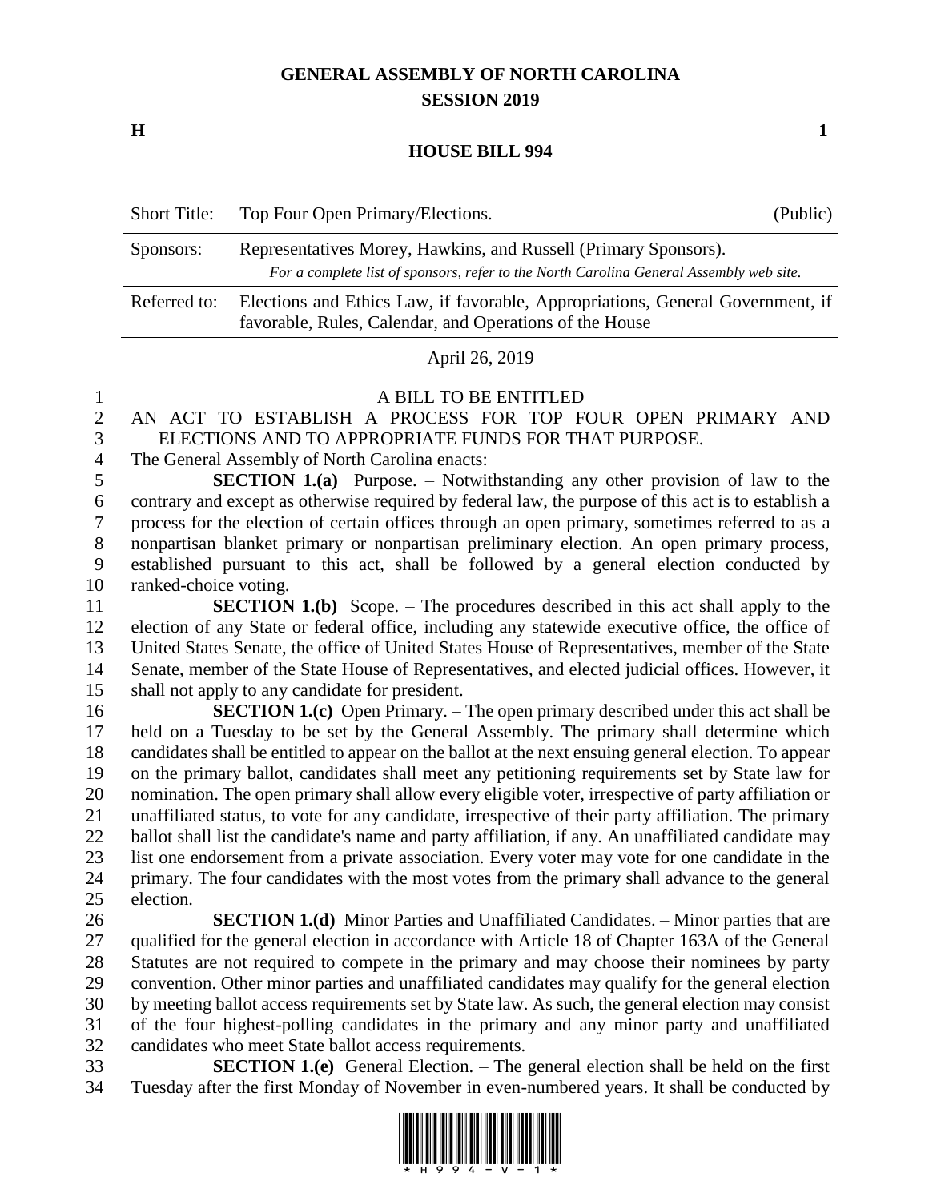# GENERAL ASSEMBLY OF NORTH CAROLINA
## SESSION 2019

**H** **1**

## HOUSE BILL 994

| | | |
|---|---|---|
| Short Title: | Top Four Open Primary/Elections. | (Public) |
| Sponsors: | Representatives Morey, Hawkins, and Russell (Primary Sponsors). *For a complete list of sponsors, refer to the North Carolina General Assembly web site.* | |
| Referred to: | Elections and Ethics Law, if favorable, Appropriations, General Government, if favorable, Rules, Calendar, and Operations of the House | |

April 26, 2019

A BILL TO BE ENTITLED

AN ACT TO ESTABLISH A PROCESS FOR TOP FOUR OPEN PRIMARY AND ELECTIONS AND TO APPROPRIATE FUNDS FOR THAT PURPOSE.

The General Assembly of North Carolina enacts:

**SECTION 1.(a)** Purpose. – Notwithstanding any other provision of law to the contrary and except as otherwise required by federal law, the purpose of this act is to establish a process for the election of certain offices through an open primary, sometimes referred to as a nonpartisan blanket primary or nonpartisan preliminary election. An open primary process, established pursuant to this act, shall be followed by a general election conducted by ranked-choice voting.

**SECTION 1.(b)** Scope. – The procedures described in this act shall apply to the election of any State or federal office, including any statewide executive office, the office of United States Senate, the office of United States House of Representatives, member of the State Senate, member of the State House of Representatives, and elected judicial offices. However, it shall not apply to any candidate for president.

**SECTION 1.(c)** Open Primary. – The open primary described under this act shall be held on a Tuesday to be set by the General Assembly. The primary shall determine which candidates shall be entitled to appear on the ballot at the next ensuing general election. To appear on the primary ballot, candidates shall meet any petitioning requirements set by State law for nomination. The open primary shall allow every eligible voter, irrespective of party affiliation or unaffiliated status, to vote for any candidate, irrespective of their party affiliation. The primary ballot shall list the candidate's name and party affiliation, if any. An unaffiliated candidate may list one endorsement from a private association. Every voter may vote for one candidate in the primary. The four candidates with the most votes from the primary shall advance to the general election.

**SECTION 1.(d)** Minor Parties and Unaffiliated Candidates. – Minor parties that are qualified for the general election in accordance with Article 18 of Chapter 163A of the General Statutes are not required to compete in the primary and may choose their nominees by party convention. Other minor parties and unaffiliated candidates may qualify for the general election by meeting ballot access requirements set by State law. As such, the general election may consist of the four highest-polling candidates in the primary and any minor party and unaffiliated candidates who meet State ballot access requirements.

**SECTION 1.(e)** General Election. – The general election shall be held on the first Tuesday after the first Monday of November in even-numbered years. It shall be conducted by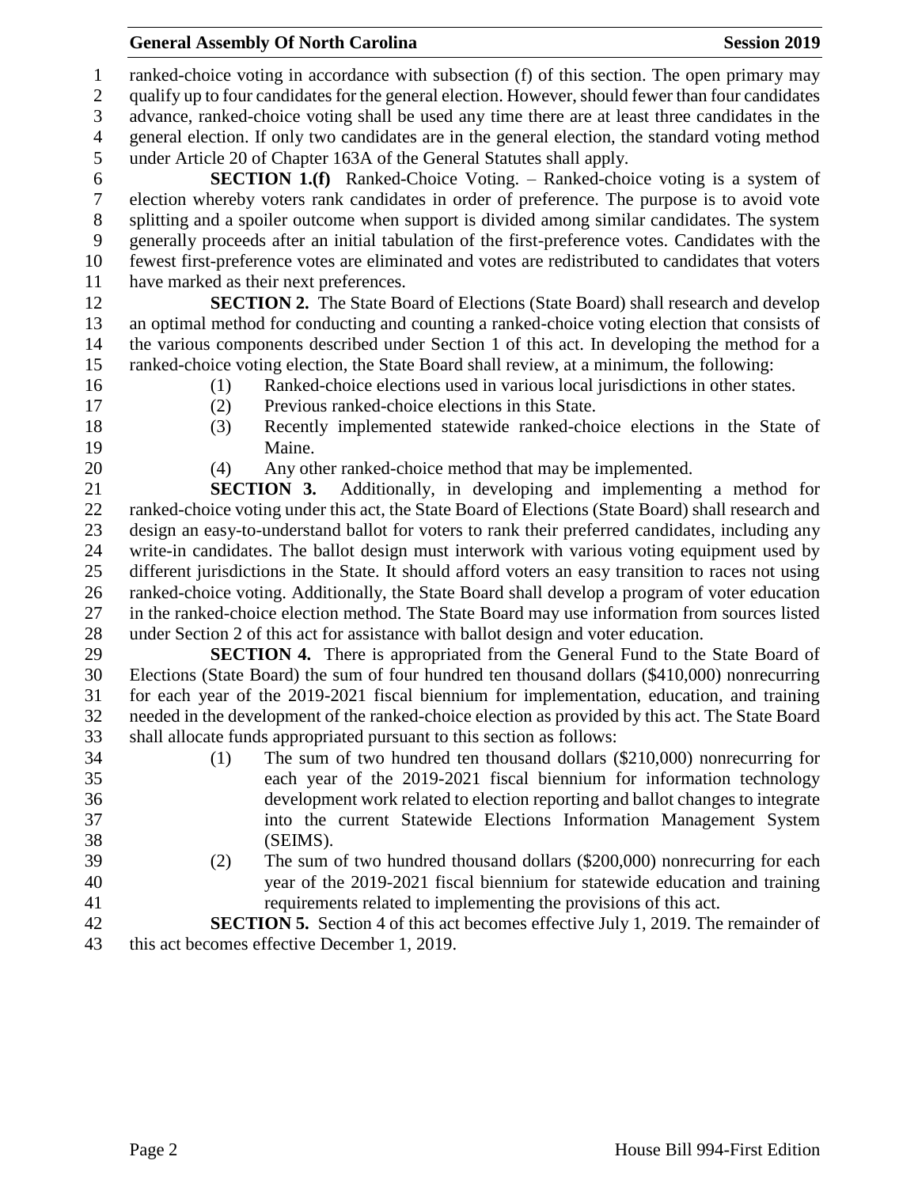ranked-choice voting in accordance with subsection (f) of this section. The open primary may qualify up to four candidates for the general election. However, should fewer than four candidates advance, ranked-choice voting shall be used any time there are at least three candidates in the general election. If only two candidates are in the general election, the standard voting method under Article 20 of Chapter 163A of the General Statutes shall apply.

**SECTION 1.(f)** Ranked-Choice Voting. – Ranked-choice voting is a system of election whereby voters rank candidates in order of preference. The purpose is to avoid vote splitting and a spoiler outcome when support is divided among similar candidates. The system generally proceeds after an initial tabulation of the first-preference votes. Candidates with the fewest first-preference votes are eliminated and votes are redistributed to candidates that voters have marked as their next preferences.

**SECTION 2.** The State Board of Elections (State Board) shall research and develop an optimal method for conducting and counting a ranked-choice voting election that consists of the various components described under Section 1 of this act. In developing the method for a ranked-choice voting election, the State Board shall review, at a minimum, the following:

(1) Ranked-choice elections used in various local jurisdictions in other states.

(2) Previous ranked-choice elections in this State.

(3) Recently implemented statewide ranked-choice elections in the State of Maine.

(4) Any other ranked-choice method that may be implemented.

**SECTION 3.** Additionally, in developing and implementing a method for ranked-choice voting under this act, the State Board of Elections (State Board) shall research and design an easy-to-understand ballot for voters to rank their preferred candidates, including any write-in candidates. The ballot design must interwork with various voting equipment used by different jurisdictions in the State. It should afford voters an easy transition to races not using ranked-choice voting. Additionally, the State Board shall develop a program of voter education in the ranked-choice election method. The State Board may use information from sources listed under Section 2 of this act for assistance with ballot design and voter education.

**SECTION 4.** There is appropriated from the General Fund to the State Board of Elections (State Board) the sum of four hundred ten thousand dollars ($410,000) nonrecurring for each year of the 2019-2021 fiscal biennium for implementation, education, and training needed in the development of the ranked-choice election as provided by this act. The State Board shall allocate funds appropriated pursuant to this section as follows:

(1) The sum of two hundred ten thousand dollars ($210,000) nonrecurring for each year of the 2019-2021 fiscal biennium for information technology development work related to election reporting and ballot changes to integrate into the current Statewide Elections Information Management System (SEIMS).

(2) The sum of two hundred thousand dollars ($200,000) nonrecurring for each year of the 2019-2021 fiscal biennium for statewide education and training requirements related to implementing the provisions of this act.

**SECTION 5.** Section 4 of this act becomes effective July 1, 2019. The remainder of this act becomes effective December 1, 2019.